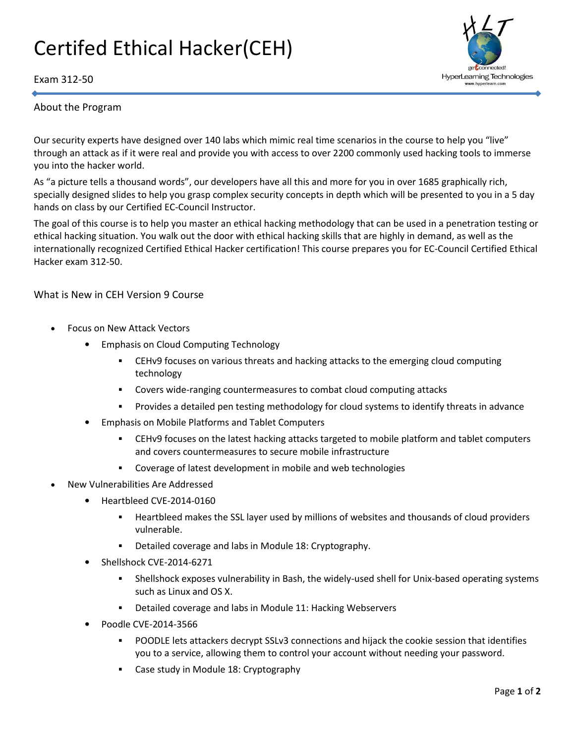# Certifed Ethical Hacker(CEH)

Exam 312-50

## About the Program

Our security experts have designed over 140 labs which mimic real time scenarios in the course to help you "live" through an attack as if it were real and provide you with access to over 2200 commonly used hacking tools to immerse you into the hacker world.

As "a picture tells a thousand words", our developers have all this and more for you in over 1685 graphically rich, specially designed slides to help you grasp complex security concepts in depth which will be presented to you in a 5 day hands on class by our Certified EC-Council Instructor.

The goal of this course is to help you master an ethical hacking methodology that can be used in a penetration testing or ethical hacking situation. You walk out the door with ethical hacking skills that are highly in demand, as well as the internationally recognized Certified Ethical Hacker certification! This course prepares you for EC-Council Certified Ethical Hacker exam 312-50.

## What is New in CEH Version 9 Course

- Focus on New Attack Vectors
  - Emphasis on Cloud Computing Technology
    - CEHv9 focuses on various threats and hacking attacks to the emerging cloud computing technology
    - Covers wide-ranging countermeasures to combat cloud computing attacks
    - Provides a detailed pen testing methodology for cloud systems to identify threats in advance
  - Emphasis on Mobile Platforms and Tablet Computers
    - CEHv9 focuses on the latest hacking attacks targeted to mobile platform and tablet computers and covers countermeasures to secure mobile infrastructure
    - Coverage of latest development in mobile and web technologies
- New Vulnerabilities Are Addressed
  - Heartbleed CVE-2014-0160
    - Heartbleed makes the SSL layer used by millions of websites and thousands of cloud providers vulnerable.
    - Detailed coverage and labs in Module 18: Cryptography.
  - Shellshock CVE-2014-6271
    - Shellshock exposes vulnerability in Bash, the widely-used shell for Unix-based operating systems such as Linux and OS X.
    - Detailed coverage and labs in Module 11: Hacking Webservers
  - Poodle CVE-2014-3566
    - POODLE lets attackers decrypt SSLv3 connections and hijack the cookie session that identifies you to a service, allowing them to control your account without needing your password.
    - Case study in Module 18: Cryptography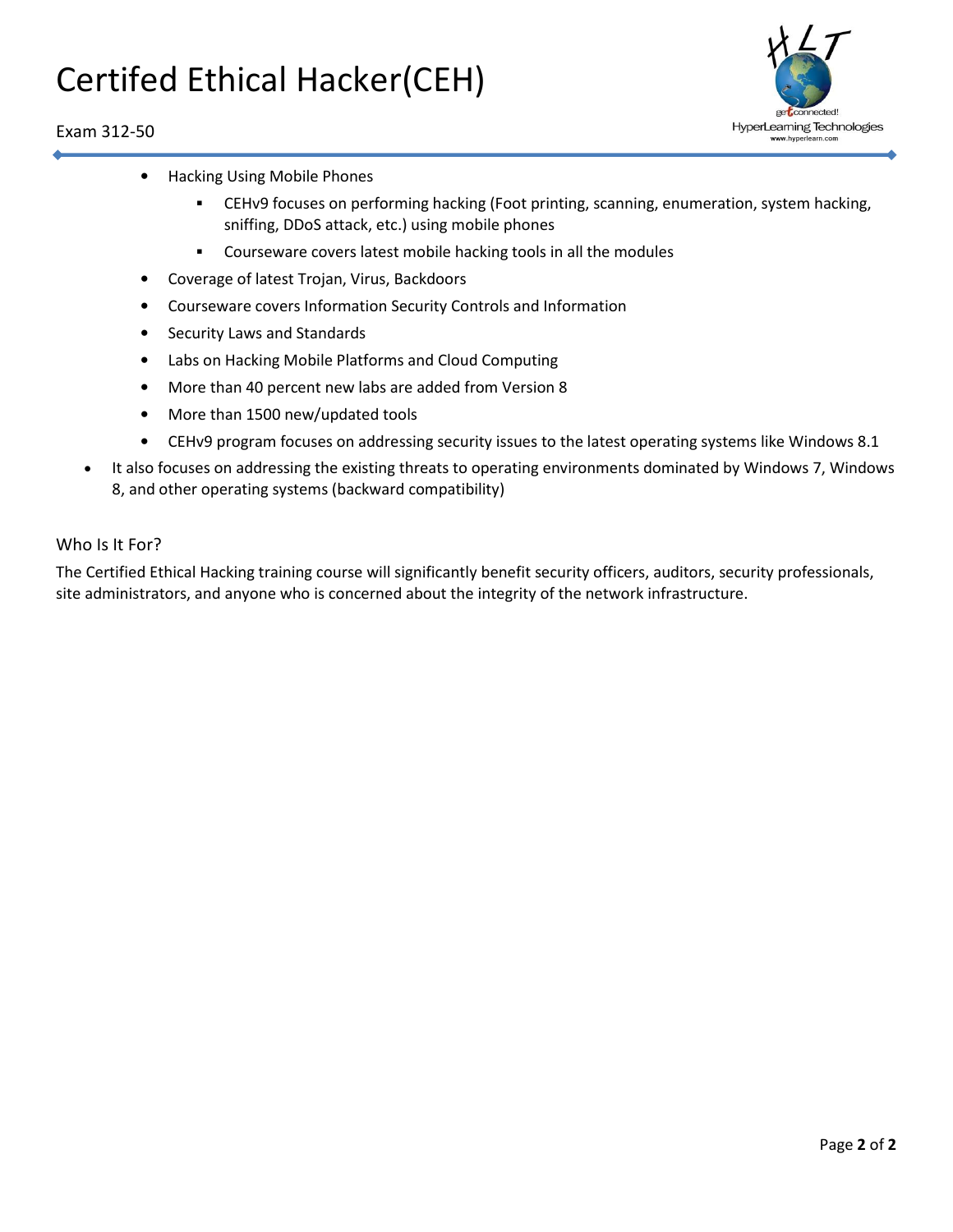- Hacking Using Mobile Phones
    - CEHv9 focuses on performing hacking (Foot printing, scanning, enumeration, system hacking, sniffing, DDoS attack, etc.) using mobile phones
    - Courseware covers latest mobile hacking tools in all the modules
- Coverage of latest Trojan, Virus, Backdoors
- Courseware covers Information Security Controls and Information
- Security Laws and Standards
- Labs on Hacking Mobile Platforms and Cloud Computing
- More than 40 percent new labs are added from Version 8
- More than 1500 new/updated tools
- CEHv9 program focuses on addressing security issues to the latest operating systems like Windows 8.1

- It also focuses on addressing the existing threats to operating environments dominated by Windows 7, Windows 8, and other operating systems (backward compatibility)

## Who Is It For?

The Certified Ethical Hacking training course will significantly benefit security officers, auditors, security professionals, site administrators, and anyone who is concerned about the integrity of the network infrastructure.